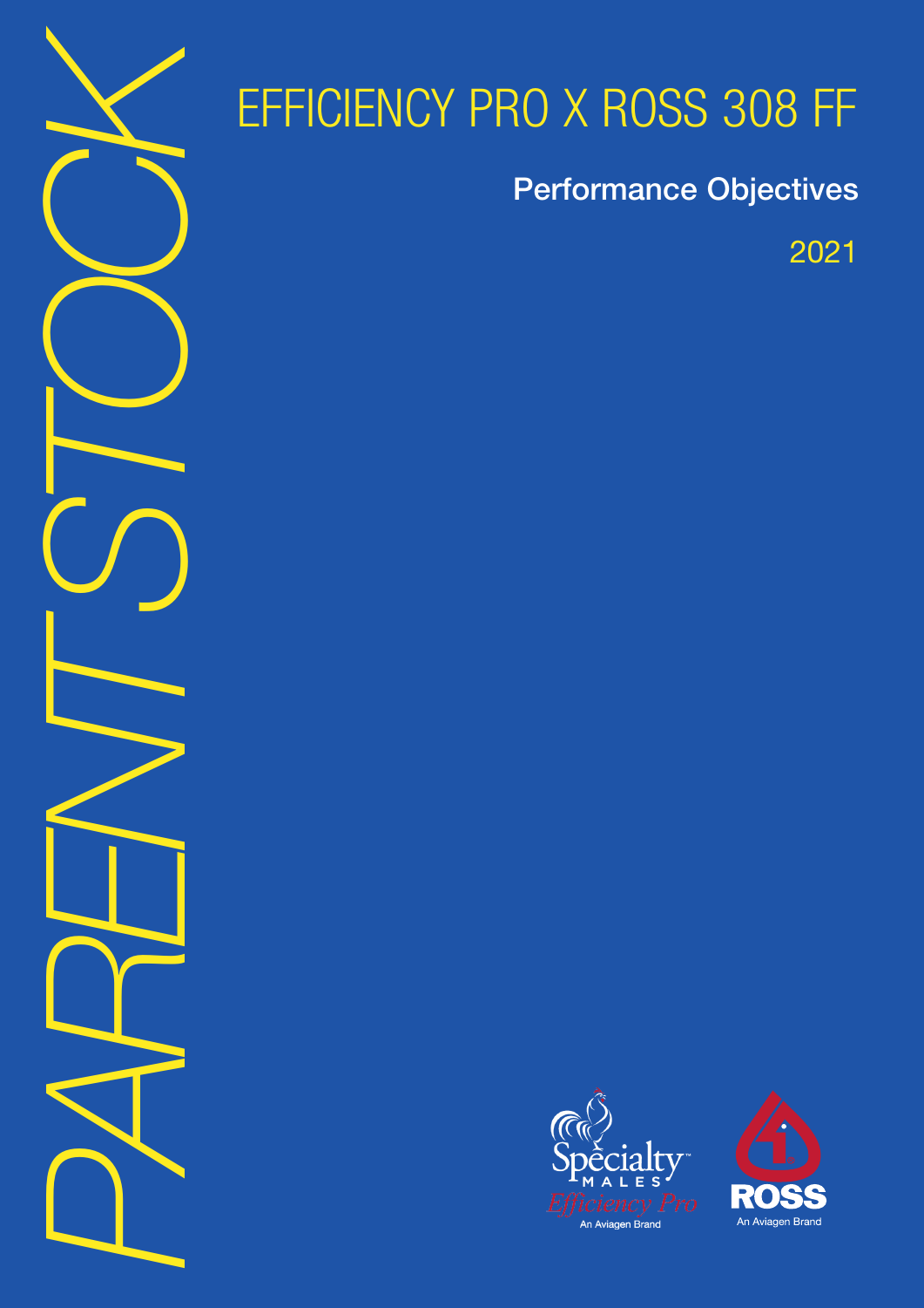PARENT STOCK

# EFFICIENCY PRO X ROSS 308 FF

## Performance Objectives

2021

Specialty™ MALES *Efficiency Pro* An Aviagen Brand

ROSS An Aviagen Brand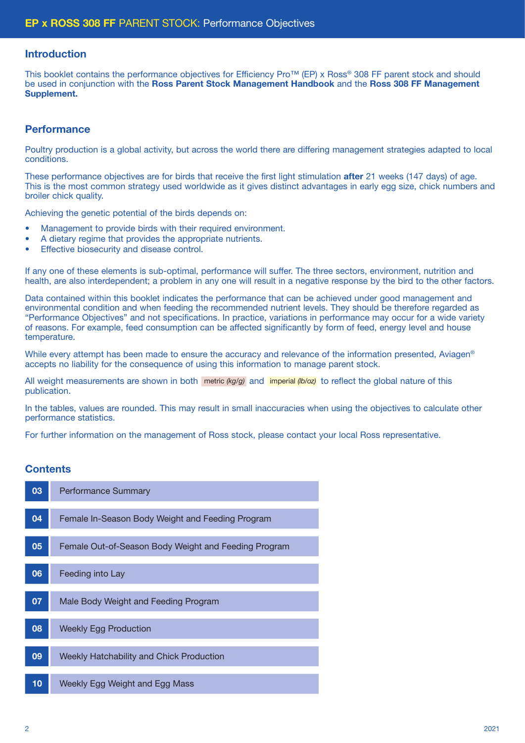## Introduction

This booklet contains the performance objectives for Efficiency Pro™ (EP) x Ross® 308 FF parent stock and should be used in conjunction with the **Ross Parent Stock Management Handbook** and the **Ross 308 FF Management Supplement.**

## Performance

Poultry production is a global activity, but across the world there are differing management strategies adapted to local conditions.

These performance objectives are for birds that receive the first light stimulation **after** 21 weeks (147 days) of age. This is the most common strategy used worldwide as it gives distinct advantages in early egg size, chick numbers and broiler chick quality.

Achieving the genetic potential of the birds depends on:

- Management to provide birds with their required environment.
- A dietary regime that provides the appropriate nutrients.
- Effective biosecurity and disease control.

If any one of these elements is sub-optimal, performance will suffer. The three sectors, environment, nutrition and health, are also interdependent; a problem in any one will result in a negative response by the bird to the other factors.

Data contained within this booklet indicates the performance that can be achieved under good management and environmental condition and when feeding the recommended nutrient levels. They should be therefore regarded as "Performance Objectives" and not specifications. In practice, variations in performance may occur for a wide variety of reasons. For example, feed consumption can be affected significantly by form of feed, energy level and house temperature.

While every attempt has been made to ensure the accuracy and relevance of the information presented, Aviagen® accepts no liability for the consequence of using this information to manage parent stock.

All weight measurements are shown in both metric *(kg/g)* and imperial *(lb/oz)* to reflect the global nature of this publication.

In the tables, values are rounded. This may result in small inaccuracies when using the objectives to calculate other performance statistics.

For further information on the management of Ross stock, please contact your local Ross representative.

## Contents

| | |
|---|---|
| 03 | Performance Summary |
| 04 | Female In-Season Body Weight and Feeding Program |
| 05 | Female Out-of-Season Body Weight and Feeding Program |
| 06 | Feeding into Lay |
| 07 | Male Body Weight and Feeding Program |
| 08 | Weekly Egg Production |
| 09 | Weekly Hatchability and Chick Production |
| 10 | Weekly Egg Weight and Egg Mass |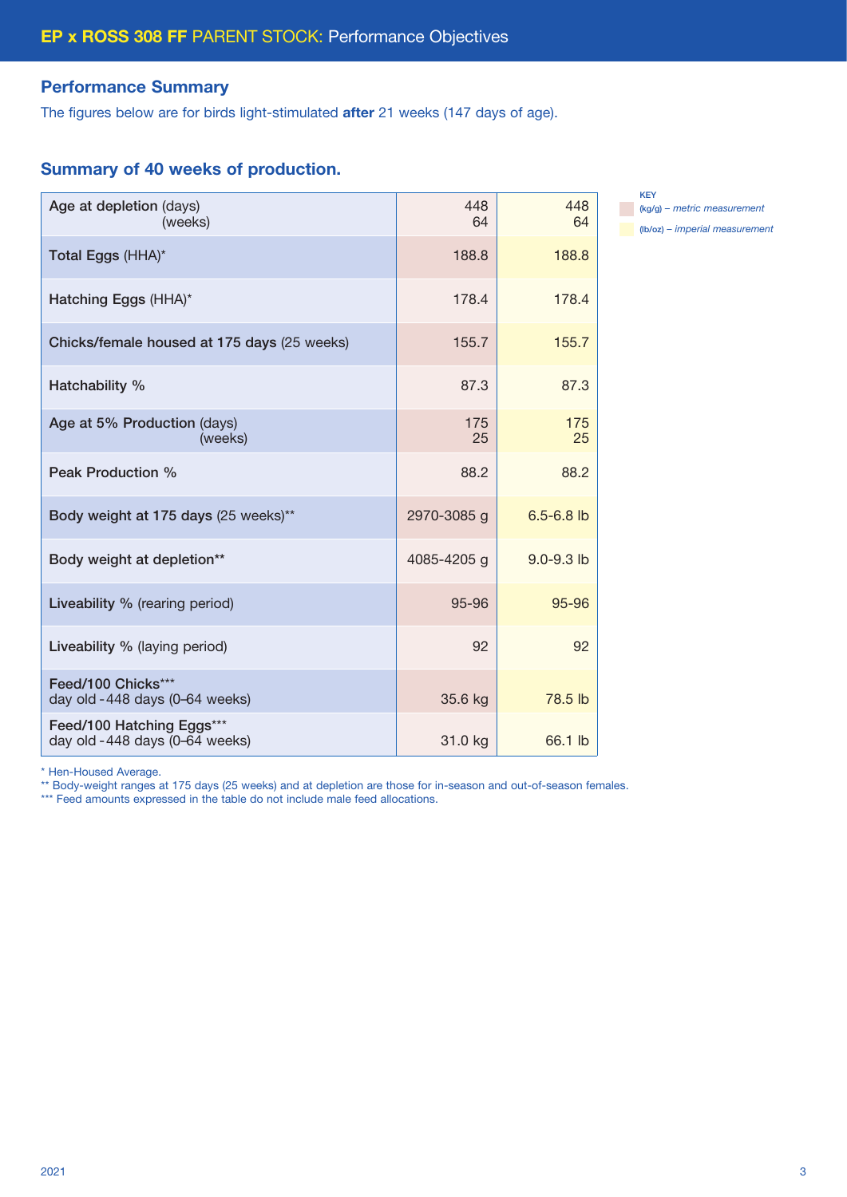# EP x ROSS 308 FF PARENT STOCK: Performance Objectives

## Performance Summary

The figures below are for birds light-stimulated **after** 21 weeks (147 days of age).

## Summary of 40 weeks of production.

| | kg/g | lb/oz |
|---|---|---|
| **Age at depletion** (days)<br>(weeks) | 448<br>64 | 448<br>64 |
| **Total Eggs** (HHA)* | 188.8 | 188.8 |
| **Hatching Eggs** (HHA)* | 178.4 | 178.4 |
| **Chicks/female housed at 175 days** (25 weeks) | 155.7 | 155.7 |
| **Hatchability %** | 87.3 | 87.3 |
| **Age at 5% Production** (days)<br>(weeks) | 175<br>25 | 175<br>25 |
| **Peak Production %** | 88.2 | 88.2 |
| **Body weight at 175 days** (25 weeks)** | 2970-3085 g | 6.5-6.8 lb |
| **Body weight at depletion**** | 4085-4205 g | 9.0-9.3 lb |
| **Liveability %** (rearing period) | 95-96 | 95-96 |
| **Liveability %** (laying period) | 92 | 92 |
| **Feed/100 Chicks*****<br>day old - 448 days (0–64 weeks) | 35.6 kg | 78.5 lb |
| **Feed/100 Hatching Eggs*****<br>day old - 448 days (0–64 weeks) | 31.0 kg | 66.1 lb |

KEY
(kg/g) – *metric measurement*
(lb/oz) – *imperial measurement*

* Hen-Housed Average.
** Body-weight ranges at 175 days (25 weeks) and at depletion are those for in-season and out-of-season females.
*** Feed amounts expressed in the table do not include male feed allocations.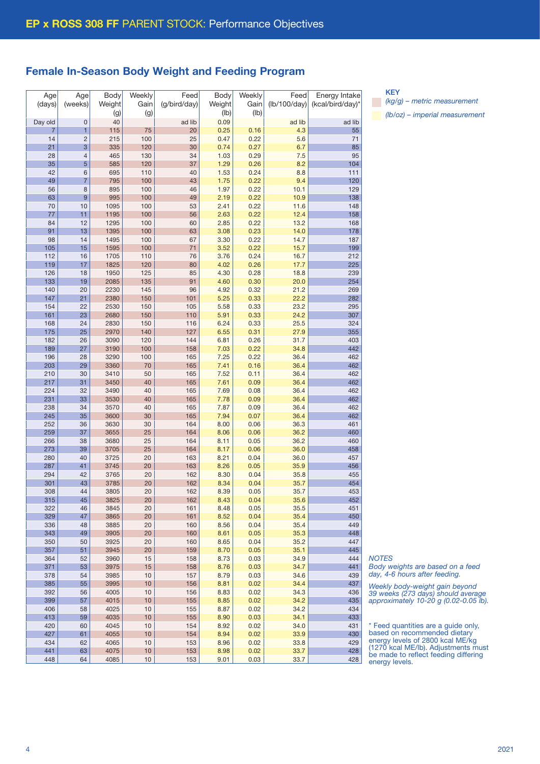## EP x ROSS 308 FF PARENT STOCK: Performance Objectives

### Female In-Season Body Weight and Feeding Program

| Age (days) | Age (weeks) | Body Weight (g) | Weekly Gain (g) | Feed (g/bird/day) | Body Weight (lb) | Weekly Gain (lb) | Feed (lb/100/day) | Energy Intake (kcal/bird/day)* |
|---|---|---|---|---|---|---|---|---|
| Day old | 0 | 40 | | ad lib | 0.09 | | ad lib | ad lib |
| 7 | 1 | 115 | 75 | 20 | 0.25 | 0.16 | 4.3 | 55 |
| 14 | 2 | 215 | 100 | 25 | 0.47 | 0.22 | 5.6 | 71 |
| 21 | 3 | 335 | 120 | 30 | 0.74 | 0.27 | 6.7 | 85 |
| 28 | 4 | 465 | 130 | 34 | 1.03 | 0.29 | 7.5 | 95 |
| 35 | 5 | 585 | 120 | 37 | 1.29 | 0.26 | 8.2 | 104 |
| 42 | 6 | 695 | 110 | 40 | 1.53 | 0.24 | 8.8 | 111 |
| 49 | 7 | 795 | 100 | 43 | 1.75 | 0.22 | 9.4 | 120 |
| 56 | 8 | 895 | 100 | 46 | 1.97 | 0.22 | 10.1 | 129 |
| 63 | 9 | 995 | 100 | 49 | 2.19 | 0.22 | 10.9 | 138 |
| 70 | 10 | 1095 | 100 | 53 | 2.41 | 0.22 | 11.6 | 148 |
| 77 | 11 | 1195 | 100 | 56 | 2.63 | 0.22 | 12.4 | 158 |
| 84 | 12 | 1295 | 100 | 60 | 2.85 | 0.22 | 13.2 | 168 |
| 91 | 13 | 1395 | 100 | 63 | 3.08 | 0.23 | 14.0 | 178 |
| 98 | 14 | 1495 | 100 | 67 | 3.30 | 0.22 | 14.7 | 187 |
| 105 | 15 | 1595 | 100 | 71 | 3.52 | 0.22 | 15.7 | 199 |
| 112 | 16 | 1705 | 110 | 76 | 3.76 | 0.24 | 16.7 | 212 |
| 119 | 17 | 1825 | 120 | 80 | 4.02 | 0.26 | 17.7 | 225 |
| 126 | 18 | 1950 | 125 | 85 | 4.30 | 0.28 | 18.8 | 239 |
| 133 | 19 | 2085 | 135 | 91 | 4.60 | 0.30 | 20.0 | 254 |
| 140 | 20 | 2230 | 145 | 96 | 4.92 | 0.32 | 21.2 | 269 |
| 147 | 21 | 2380 | 150 | 101 | 5.25 | 0.33 | 22.2 | 282 |
| 154 | 22 | 2530 | 150 | 105 | 5.58 | 0.33 | 23.2 | 295 |
| 161 | 23 | 2680 | 150 | 110 | 5.91 | 0.33 | 24.2 | 307 |
| 168 | 24 | 2830 | 150 | 116 | 6.24 | 0.33 | 25.5 | 324 |
| 175 | 25 | 2970 | 140 | 127 | 6.55 | 0.31 | 27.9 | 355 |
| 182 | 26 | 3090 | 120 | 144 | 6.81 | 0.26 | 31.7 | 403 |
| 189 | 27 | 3190 | 100 | 158 | 7.03 | 0.22 | 34.8 | 442 |
| 196 | 28 | 3290 | 100 | 165 | 7.25 | 0.22 | 36.4 | 462 |
| 203 | 29 | 3360 | 70 | 165 | 7.41 | 0.16 | 36.4 | 462 |
| 210 | 30 | 3410 | 50 | 165 | 7.52 | 0.11 | 36.4 | 462 |
| 217 | 31 | 3450 | 40 | 165 | 7.61 | 0.09 | 36.4 | 462 |
| 224 | 32 | 3490 | 40 | 165 | 7.69 | 0.08 | 36.4 | 462 |
| 231 | 33 | 3530 | 40 | 165 | 7.78 | 0.09 | 36.4 | 462 |
| 238 | 34 | 3570 | 40 | 165 | 7.87 | 0.09 | 36.4 | 462 |
| 245 | 35 | 3600 | 30 | 165 | 7.94 | 0.07 | 36.4 | 462 |
| 252 | 36 | 3630 | 30 | 164 | 8.00 | 0.06 | 36.3 | 461 |
| 259 | 37 | 3655 | 25 | 164 | 8.06 | 0.06 | 36.2 | 460 |
| 266 | 38 | 3680 | 25 | 164 | 8.11 | 0.05 | 36.2 | 460 |
| 273 | 39 | 3705 | 25 | 164 | 8.17 | 0.06 | 36.0 | 458 |
| 280 | 40 | 3725 | 20 | 163 | 8.21 | 0.04 | 36.0 | 457 |
| 287 | 41 | 3745 | 20 | 163 | 8.26 | 0.05 | 35.9 | 456 |
| 294 | 42 | 3765 | 20 | 162 | 8.30 | 0.04 | 35.8 | 455 |
| 301 | 43 | 3785 | 20 | 162 | 8.34 | 0.04 | 35.7 | 454 |
| 308 | 44 | 3805 | 20 | 162 | 8.39 | 0.05 | 35.7 | 453 |
| 315 | 45 | 3825 | 20 | 162 | 8.43 | 0.04 | 35.6 | 452 |
| 322 | 46 | 3845 | 20 | 161 | 8.48 | 0.05 | 35.5 | 451 |
| 329 | 47 | 3865 | 20 | 161 | 8.52 | 0.04 | 35.4 | 450 |
| 336 | 48 | 3885 | 20 | 160 | 8.56 | 0.04 | 35.4 | 449 |
| 343 | 49 | 3905 | 20 | 160 | 8.61 | 0.05 | 35.3 | 448 |
| 350 | 50 | 3925 | 20 | 160 | 8.65 | 0.04 | 35.2 | 447 |
| 357 | 51 | 3945 | 20 | 159 | 8.70 | 0.05 | 35.1 | 445 |
| 364 | 52 | 3960 | 15 | 158 | 8.73 | 0.03 | 34.9 | 444 |
| 371 | 53 | 3975 | 15 | 158 | 8.76 | 0.03 | 34.7 | 441 |
| 378 | 54 | 3985 | 10 | 157 | 8.79 | 0.03 | 34.6 | 439 |
| 385 | 55 | 3995 | 10 | 156 | 8.81 | 0.02 | 34.4 | 437 |
| 392 | 56 | 4005 | 10 | 156 | 8.83 | 0.02 | 34.3 | 436 |
| 399 | 57 | 4015 | 10 | 155 | 8.85 | 0.02 | 34.2 | 435 |
| 406 | 58 | 4025 | 10 | 155 | 8.87 | 0.02 | 34.2 | 434 |
| 413 | 59 | 4035 | 10 | 155 | 8.90 | 0.03 | 34.1 | 433 |
| 420 | 60 | 4045 | 10 | 154 | 8.92 | 0.02 | 34.0 | 431 |
| 427 | 61 | 4055 | 10 | 154 | 8.94 | 0.02 | 33.9 | 430 |
| 434 | 62 | 4065 | 10 | 153 | 8.96 | 0.02 | 33.8 | 429 |
| 441 | 63 | 4075 | 10 | 153 | 8.98 | 0.02 | 33.7 | 428 |
| 448 | 64 | 4085 | 10 | 153 | 9.01 | 0.03 | 33.7 | 428 |

**KEY**

*(kg/g) – metric measurement*

*(lb/oz) – imperial measurement*

*NOTES*

*Body weights are based on a feed day, 4-6 hours after feeding.*

*Weekly body-weight gain beyond 39 weeks (273 days) should average approximately 10-20 g (0.02-0.05 lb).*

\* Feed quantities are a guide only, based on recommended dietary energy levels of 2800 kcal ME/kg (1270 kcal ME/lb). Adjustments must be made to reflect feeding differing energy levels.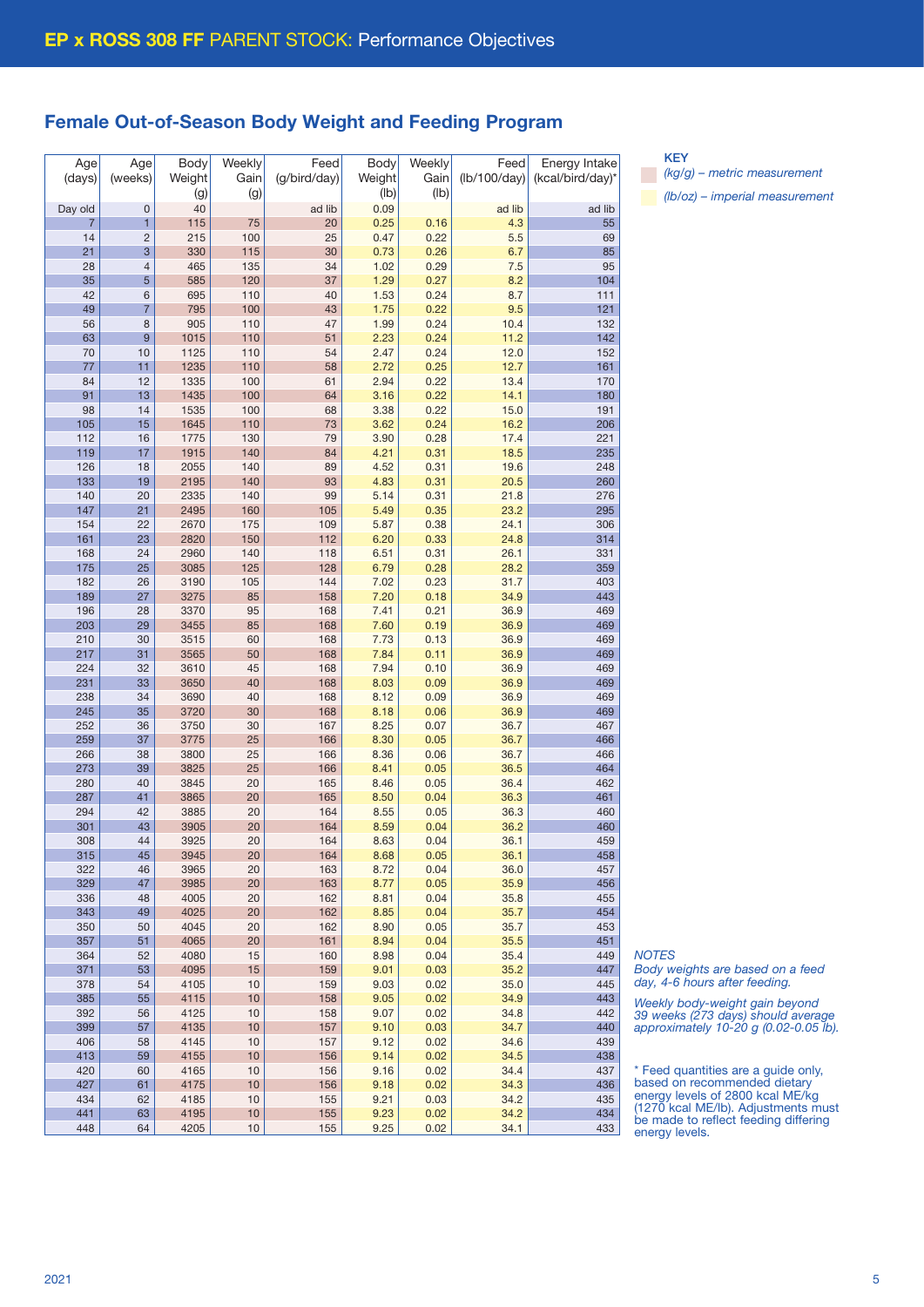## EP x ROSS 308 FF PARENT STOCK: Performance Objectives

### Female Out-of-Season Body Weight and Feeding Program

| Age (days) | Age (weeks) | Body Weight (g) | Weekly Gain (g) | Feed (g/bird/day) | Body Weight (lb) | Weekly Gain (lb) | Feed (lb/100/day) | Energy Intake (kcal/bird/day)* |
|---|---|---|---|---|---|---|---|---|
| Day old | 0 | 40 | | ad lib | 0.09 | | ad lib | ad lib |
| 7 | 1 | 115 | 75 | 20 | 0.25 | 0.16 | 4.3 | 55 |
| 14 | 2 | 215 | 100 | 25 | 0.47 | 0.22 | 5.5 | 69 |
| 21 | 3 | 330 | 115 | 30 | 0.73 | 0.26 | 6.7 | 85 |
| 28 | 4 | 465 | 135 | 34 | 1.02 | 0.29 | 7.5 | 95 |
| 35 | 5 | 585 | 120 | 37 | 1.29 | 0.27 | 8.2 | 104 |
| 42 | 6 | 695 | 110 | 40 | 1.53 | 0.24 | 8.7 | 111 |
| 49 | 7 | 795 | 100 | 43 | 1.75 | 0.22 | 9.5 | 121 |
| 56 | 8 | 905 | 110 | 47 | 1.99 | 0.24 | 10.4 | 132 |
| 63 | 9 | 1015 | 110 | 51 | 2.23 | 0.24 | 11.2 | 142 |
| 70 | 10 | 1125 | 110 | 54 | 2.47 | 0.24 | 12.0 | 152 |
| 77 | 11 | 1235 | 110 | 58 | 2.72 | 0.25 | 12.7 | 161 |
| 84 | 12 | 1335 | 100 | 61 | 2.94 | 0.22 | 13.4 | 170 |
| 91 | 13 | 1435 | 100 | 64 | 3.16 | 0.22 | 14.1 | 180 |
| 98 | 14 | 1535 | 100 | 68 | 3.38 | 0.22 | 15.0 | 191 |
| 105 | 15 | 1645 | 110 | 73 | 3.62 | 0.24 | 16.2 | 206 |
| 112 | 16 | 1775 | 130 | 79 | 3.90 | 0.28 | 17.4 | 221 |
| 119 | 17 | 1915 | 140 | 84 | 4.21 | 0.31 | 18.5 | 235 |
| 126 | 18 | 2055 | 140 | 89 | 4.52 | 0.31 | 19.6 | 248 |
| 133 | 19 | 2195 | 140 | 93 | 4.83 | 0.31 | 20.5 | 260 |
| 140 | 20 | 2335 | 140 | 99 | 5.14 | 0.31 | 21.8 | 276 |
| 147 | 21 | 2495 | 160 | 105 | 5.49 | 0.35 | 23.2 | 295 |
| 154 | 22 | 2670 | 175 | 109 | 5.87 | 0.38 | 24.1 | 306 |
| 161 | 23 | 2820 | 150 | 112 | 6.20 | 0.33 | 24.8 | 314 |
| 168 | 24 | 2960 | 140 | 118 | 6.51 | 0.31 | 26.1 | 331 |
| 175 | 25 | 3085 | 125 | 128 | 6.79 | 0.28 | 28.2 | 359 |
| 182 | 26 | 3190 | 105 | 144 | 7.02 | 0.23 | 31.7 | 403 |
| 189 | 27 | 3275 | 85 | 158 | 7.20 | 0.18 | 34.9 | 443 |
| 196 | 28 | 3370 | 95 | 168 | 7.41 | 0.21 | 36.9 | 469 |
| 203 | 29 | 3455 | 85 | 168 | 7.60 | 0.19 | 36.9 | 469 |
| 210 | 30 | 3515 | 60 | 168 | 7.73 | 0.13 | 36.9 | 469 |
| 217 | 31 | 3565 | 50 | 168 | 7.84 | 0.11 | 36.9 | 469 |
| 224 | 32 | 3610 | 45 | 168 | 7.94 | 0.10 | 36.9 | 469 |
| 231 | 33 | 3650 | 40 | 168 | 8.03 | 0.09 | 36.9 | 469 |
| 238 | 34 | 3690 | 40 | 168 | 8.12 | 0.09 | 36.9 | 469 |
| 245 | 35 | 3720 | 30 | 168 | 8.18 | 0.06 | 36.9 | 469 |
| 252 | 36 | 3750 | 30 | 167 | 8.25 | 0.07 | 36.7 | 467 |
| 259 | 37 | 3775 | 25 | 166 | 8.30 | 0.05 | 36.7 | 466 |
| 266 | 38 | 3800 | 25 | 166 | 8.36 | 0.06 | 36.7 | 466 |
| 273 | 39 | 3825 | 25 | 166 | 8.41 | 0.05 | 36.5 | 464 |
| 280 | 40 | 3845 | 20 | 165 | 8.46 | 0.05 | 36.4 | 462 |
| 287 | 41 | 3865 | 20 | 165 | 8.50 | 0.04 | 36.3 | 461 |
| 294 | 42 | 3885 | 20 | 164 | 8.55 | 0.05 | 36.3 | 460 |
| 301 | 43 | 3905 | 20 | 164 | 8.59 | 0.04 | 36.2 | 460 |
| 308 | 44 | 3925 | 20 | 164 | 8.63 | 0.04 | 36.1 | 459 |
| 315 | 45 | 3945 | 20 | 164 | 8.68 | 0.05 | 36.1 | 458 |
| 322 | 46 | 3965 | 20 | 163 | 8.72 | 0.04 | 36.0 | 457 |
| 329 | 47 | 3985 | 20 | 163 | 8.77 | 0.05 | 35.9 | 456 |
| 336 | 48 | 4005 | 20 | 162 | 8.81 | 0.04 | 35.8 | 455 |
| 343 | 49 | 4025 | 20 | 162 | 8.85 | 0.04 | 35.7 | 454 |
| 350 | 50 | 4045 | 20 | 162 | 8.90 | 0.05 | 35.7 | 453 |
| 357 | 51 | 4065 | 20 | 161 | 8.94 | 0.04 | 35.5 | 451 |
| 364 | 52 | 4080 | 15 | 160 | 8.98 | 0.04 | 35.4 | 449 |
| 371 | 53 | 4095 | 15 | 159 | 9.01 | 0.03 | 35.2 | 447 |
| 378 | 54 | 4105 | 10 | 159 | 9.03 | 0.02 | 35.0 | 445 |
| 385 | 55 | 4115 | 10 | 158 | 9.05 | 0.02 | 34.9 | 443 |
| 392 | 56 | 4125 | 10 | 158 | 9.07 | 0.02 | 34.8 | 442 |
| 399 | 57 | 4135 | 10 | 157 | 9.10 | 0.03 | 34.7 | 440 |
| 406 | 58 | 4145 | 10 | 157 | 9.12 | 0.02 | 34.6 | 439 |
| 413 | 59 | 4155 | 10 | 156 | 9.14 | 0.02 | 34.5 | 438 |
| 420 | 60 | 4165 | 10 | 156 | 9.16 | 0.02 | 34.4 | 437 |
| 427 | 61 | 4175 | 10 | 156 | 9.18 | 0.02 | 34.3 | 436 |
| 434 | 62 | 4185 | 10 | 155 | 9.21 | 0.03 | 34.2 | 435 |
| 441 | 63 | 4195 | 10 | 155 | 9.23 | 0.02 | 34.2 | 434 |
| 448 | 64 | 4205 | 10 | 155 | 9.25 | 0.02 | 34.1 | 433 |

**KEY**

*(kg/g) – metric measurement*

*(lb/oz) – imperial measurement*

*NOTES*

*Body weights are based on a feed day, 4-6 hours after feeding.*

*Weekly body-weight gain beyond 39 weeks (273 days) should average approximately 10-20 g (0.02-0.05 lb).*

\* Feed quantities are a guide only, based on recommended dietary energy levels of 2800 kcal ME/kg (1270 kcal ME/lb). Adjustments must be made to reflect feeding differing energy levels.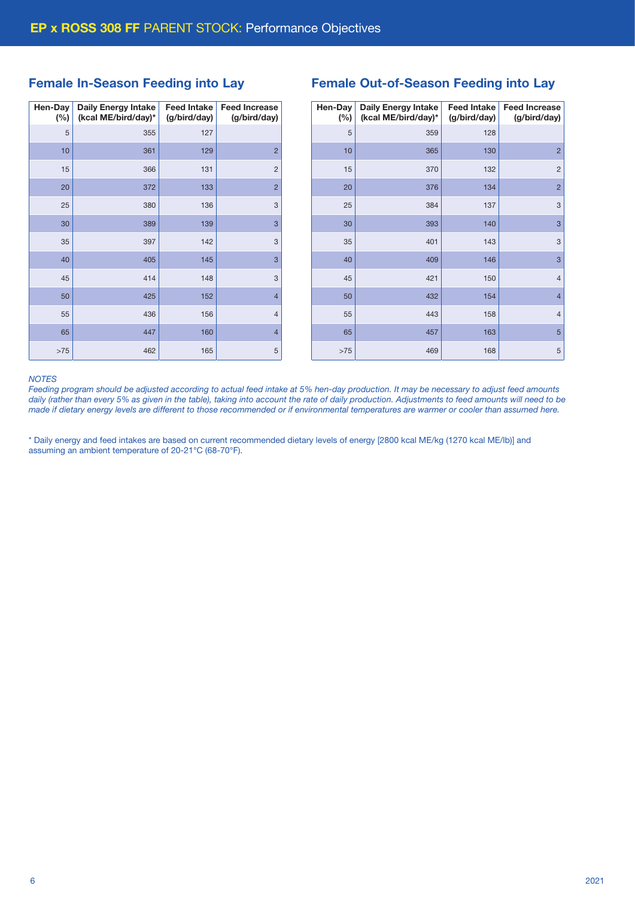# EP x ROSS 308 FF PARENT STOCK: Performance Objectives

## Female In-Season Feeding into Lay

| Hen-Day (%) | Daily Energy Intake (kcal ME/bird/day)* | Feed Intake (g/bird/day) | Feed Increase (g/bird/day) |
|---|---|---|---|
| 5 | 355 | 127 | |
| 10 | 361 | 129 | 2 |
| 15 | 366 | 131 | 2 |
| 20 | 372 | 133 | 2 |
| 25 | 380 | 136 | 3 |
| 30 | 389 | 139 | 3 |
| 35 | 397 | 142 | 3 |
| 40 | 405 | 145 | 3 |
| 45 | 414 | 148 | 3 |
| 50 | 425 | 152 | 4 |
| 55 | 436 | 156 | 4 |
| 65 | 447 | 160 | 4 |
| >75 | 462 | 165 | 5 |

## Female Out-of-Season Feeding into Lay

| Hen-Day (%) | Daily Energy Intake (kcal ME/bird/day)* | Feed Intake (g/bird/day) | Feed Increase (g/bird/day) |
|---|---|---|---|
| 5 | 359 | 128 | |
| 10 | 365 | 130 | 2 |
| 15 | 370 | 132 | 2 |
| 20 | 376 | 134 | 2 |
| 25 | 384 | 137 | 3 |
| 30 | 393 | 140 | 3 |
| 35 | 401 | 143 | 3 |
| 40 | 409 | 146 | 3 |
| 45 | 421 | 150 | 4 |
| 50 | 432 | 154 | 4 |
| 55 | 443 | 158 | 4 |
| 65 | 457 | 163 | 5 |
| >75 | 469 | 168 | 5 |

*NOTES*

*Feeding program should be adjusted according to actual feed intake at 5% hen-day production. It may be necessary to adjust feed amounts daily (rather than every 5% as given in the table), taking into account the rate of daily production. Adjustments to feed amounts will need to be made if dietary energy levels are different to those recommended or if environmental temperatures are warmer or cooler than assumed here.*

* Daily energy and feed intakes are based on current recommended dietary levels of energy [2800 kcal ME/kg (1270 kcal ME/lb)] and assuming an ambient temperature of 20-21°C (68-70°F).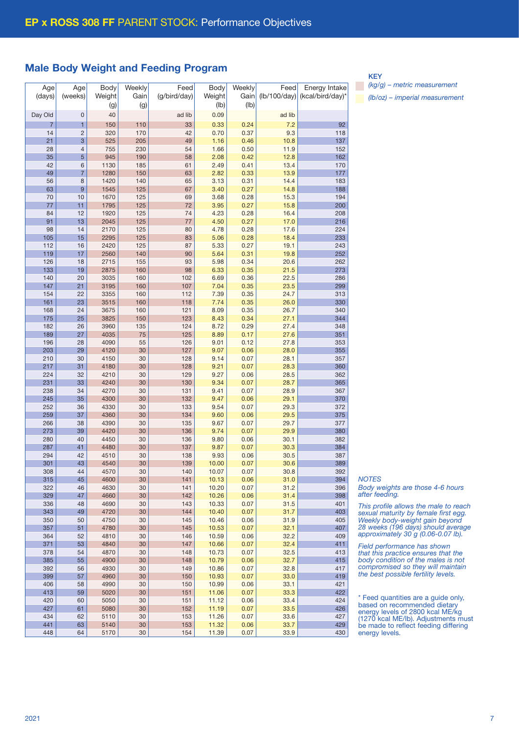## EP x ROSS 308 FF PARENT STOCK: Performance Objectives

## Male Body Weight and Feeding Program

| Age (days) | Age (weeks) | Body Weight (g) | Weekly Gain (g) | Feed (g/bird/day) | Body Weight (lb) | Weekly Gain (lb) | Feed (lb/100/day) | Energy Intake (kcal/bird/day)* |
|---|---|---|---|---|---|---|---|---|
| Day Old | 0 | 40 | | ad lib | 0.09 | | ad lib | |
| 7 | 1 | 150 | 110 | 33 | 0.33 | 0.24 | 7.2 | 92 |
| 14 | 2 | 320 | 170 | 42 | 0.70 | 0.37 | 9.3 | 118 |
| 21 | 3 | 525 | 205 | 49 | 1.16 | 0.46 | 10.8 | 137 |
| 28 | 4 | 755 | 230 | 54 | 1.66 | 0.50 | 11.9 | 152 |
| 35 | 5 | 945 | 190 | 58 | 2.08 | 0.42 | 12.8 | 162 |
| 42 | 6 | 1130 | 185 | 61 | 2.49 | 0.41 | 13.4 | 170 |
| 49 | 7 | 1280 | 150 | 63 | 2.82 | 0.33 | 13.9 | 177 |
| 56 | 8 | 1420 | 140 | 65 | 3.13 | 0.31 | 14.4 | 183 |
| 63 | 9 | 1545 | 125 | 67 | 3.40 | 0.27 | 14.8 | 188 |
| 70 | 10 | 1670 | 125 | 69 | 3.68 | 0.28 | 15.3 | 194 |
| 77 | 11 | 1795 | 125 | 72 | 3.95 | 0.27 | 15.8 | 200 |
| 84 | 12 | 1920 | 125 | 74 | 4.23 | 0.28 | 16.4 | 208 |
| 91 | 13 | 2045 | 125 | 77 | 4.50 | 0.27 | 17.0 | 216 |
| 98 | 14 | 2170 | 125 | 80 | 4.78 | 0.28 | 17.6 | 224 |
| 105 | 15 | 2295 | 125 | 83 | 5.06 | 0.28 | 18.4 | 233 |
| 112 | 16 | 2420 | 125 | 87 | 5.33 | 0.27 | 19.1 | 243 |
| 119 | 17 | 2560 | 140 | 90 | 5.64 | 0.31 | 19.8 | 252 |
| 126 | 18 | 2715 | 155 | 93 | 5.98 | 0.34 | 20.6 | 262 |
| 133 | 19 | 2875 | 160 | 98 | 6.33 | 0.35 | 21.5 | 273 |
| 140 | 20 | 3035 | 160 | 102 | 6.69 | 0.36 | 22.5 | 286 |
| 147 | 21 | 3195 | 160 | 107 | 7.04 | 0.35 | 23.5 | 299 |
| 154 | 22 | 3355 | 160 | 112 | 7.39 | 0.35 | 24.7 | 313 |
| 161 | 23 | 3515 | 160 | 118 | 7.74 | 0.35 | 26.0 | 330 |
| 168 | 24 | 3675 | 160 | 121 | 8.09 | 0.35 | 26.7 | 340 |
| 175 | 25 | 3825 | 150 | 123 | 8.43 | 0.34 | 27.1 | 344 |
| 182 | 26 | 3960 | 135 | 124 | 8.72 | 0.29 | 27.4 | 348 |
| 189 | 27 | 4035 | 75 | 125 | 8.89 | 0.17 | 27.6 | 351 |
| 196 | 28 | 4090 | 55 | 126 | 9.01 | 0.12 | 27.8 | 353 |
| 203 | 29 | 4120 | 30 | 127 | 9.07 | 0.06 | 28.0 | 355 |
| 210 | 30 | 4150 | 30 | 128 | 9.14 | 0.07 | 28.1 | 357 |
| 217 | 31 | 4180 | 30 | 128 | 9.21 | 0.07 | 28.3 | 360 |
| 224 | 32 | 4210 | 30 | 129 | 9.27 | 0.06 | 28.5 | 362 |
| 231 | 33 | 4240 | 30 | 130 | 9.34 | 0.07 | 28.7 | 365 |
| 238 | 34 | 4270 | 30 | 131 | 9.41 | 0.07 | 28.9 | 367 |
| 245 | 35 | 4300 | 30 | 132 | 9.47 | 0.06 | 29.1 | 370 |
| 252 | 36 | 4330 | 30 | 133 | 9.54 | 0.07 | 29.3 | 372 |
| 259 | 37 | 4360 | 30 | 134 | 9.60 | 0.06 | 29.5 | 375 |
| 266 | 38 | 4390 | 30 | 135 | 9.67 | 0.07 | 29.7 | 377 |
| 273 | 39 | 4420 | 30 | 136 | 9.74 | 0.07 | 29.9 | 380 |
| 280 | 40 | 4450 | 30 | 136 | 9.80 | 0.06 | 30.1 | 382 |
| 287 | 41 | 4480 | 30 | 137 | 9.87 | 0.07 | 30.3 | 384 |
| 294 | 42 | 4510 | 30 | 138 | 9.93 | 0.06 | 30.5 | 387 |
| 301 | 43 | 4540 | 30 | 139 | 10.00 | 0.07 | 30.6 | 389 |
| 308 | 44 | 4570 | 30 | 140 | 10.07 | 0.07 | 30.8 | 392 |
| 315 | 45 | 4600 | 30 | 141 | 10.13 | 0.06 | 31.0 | 394 |
| 322 | 46 | 4630 | 30 | 141 | 10.20 | 0.07 | 31.2 | 396 |
| 329 | 47 | 4660 | 30 | 142 | 10.26 | 0.06 | 31.4 | 398 |
| 336 | 48 | 4690 | 30 | 143 | 10.33 | 0.07 | 31.5 | 401 |
| 343 | 49 | 4720 | 30 | 144 | 10.40 | 0.07 | 31.7 | 403 |
| 350 | 50 | 4750 | 30 | 145 | 10.46 | 0.06 | 31.9 | 405 |
| 357 | 51 | 4780 | 30 | 145 | 10.53 | 0.07 | 32.1 | 407 |
| 364 | 52 | 4810 | 30 | 146 | 10.59 | 0.06 | 32.2 | 409 |
| 371 | 53 | 4840 | 30 | 147 | 10.66 | 0.07 | 32.4 | 411 |
| 378 | 54 | 4870 | 30 | 148 | 10.73 | 0.07 | 32.5 | 413 |
| 385 | 55 | 4900 | 30 | 148 | 10.79 | 0.06 | 32.7 | 415 |
| 392 | 56 | 4930 | 30 | 149 | 10.86 | 0.07 | 32.8 | 417 |
| 399 | 57 | 4960 | 30 | 150 | 10.93 | 0.07 | 33.0 | 419 |
| 406 | 58 | 4990 | 30 | 150 | 10.99 | 0.06 | 33.1 | 421 |
| 413 | 59 | 5020 | 30 | 151 | 11.06 | 0.07 | 33.3 | 422 |
| 420 | 60 | 5050 | 30 | 151 | 11.12 | 0.06 | 33.4 | 424 |
| 427 | 61 | 5080 | 30 | 152 | 11.19 | 0.07 | 33.5 | 426 |
| 434 | 62 | 5110 | 30 | 153 | 11.26 | 0.07 | 33.6 | 427 |
| 441 | 63 | 5140 | 30 | 153 | 11.32 | 0.06 | 33.7 | 429 |
| 448 | 64 | 5170 | 30 | 154 | 11.39 | 0.07 | 33.9 | 430 |

**KEY**

*(kg/g) – metric measurement*

*(lb/oz) – imperial measurement*

*NOTES*

*Body weights are those 4-6 hours after feeding.*

*This profile allows the male to reach sexual maturity by female first egg. Weekly body-weight gain beyond 28 weeks (196 days) should average approximately 30 g (0.06-0.07 lb).*

*Field performance has shown that this practice ensures that the body condition of the males is not compromised so they will maintain the best possible fertility levels.*

\* Feed quantities are a guide only, based on recommended dietary energy levels of 2800 kcal ME/kg (1270 kcal ME/lb). Adjustments must be made to reflect feeding differing energy levels.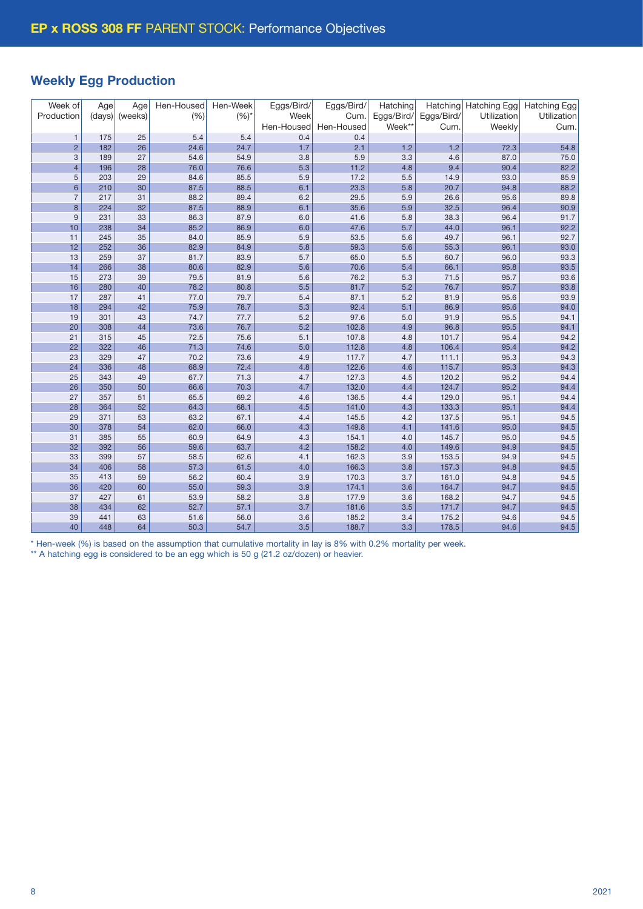# EP x ROSS 308 FF PARENT STOCK: Performance Objectives

## Weekly Egg Production

| Week of Production | Age (days) | Age (weeks) | Hen-Housed (%) | Hen-Week (%)* | Eggs/Bird/ Week Hen-Housed | Eggs/Bird/ Cum. Hen-Housed | Hatching Eggs/Bird/ Week** | Hatching Eggs/Bird/ Cum. | Hatching Egg Utilization Weekly | Hatching Egg Utilization Cum. |
|---|---|---|---|---|---|---|---|---|---|---|
| 1 | 175 | 25 | 5.4 | 5.4 | 0.4 | 0.4 | | | | |
| 2 | 182 | 26 | 24.6 | 24.7 | 1.7 | 2.1 | 1.2 | 1.2 | 72.3 | 54.8 |
| 3 | 189 | 27 | 54.6 | 54.9 | 3.8 | 5.9 | 3.3 | 4.6 | 87.0 | 75.0 |
| 4 | 196 | 28 | 76.0 | 76.6 | 5.3 | 11.2 | 4.8 | 9.4 | 90.4 | 82.2 |
| 5 | 203 | 29 | 84.6 | 85.5 | 5.9 | 17.2 | 5.5 | 14.9 | 93.0 | 85.9 |
| 6 | 210 | 30 | 87.5 | 88.5 | 6.1 | 23.3 | 5.8 | 20.7 | 94.8 | 88.2 |
| 7 | 217 | 31 | 88.2 | 89.4 | 6.2 | 29.5 | 5.9 | 26.6 | 95.6 | 89.8 |
| 8 | 224 | 32 | 87.5 | 88.9 | 6.1 | 35.6 | 5.9 | 32.5 | 96.4 | 90.9 |
| 9 | 231 | 33 | 86.3 | 87.9 | 6.0 | 41.6 | 5.8 | 38.3 | 96.4 | 91.7 |
| 10 | 238 | 34 | 85.2 | 86.9 | 6.0 | 47.6 | 5.7 | 44.0 | 96.1 | 92.2 |
| 11 | 245 | 35 | 84.0 | 85.9 | 5.9 | 53.5 | 5.6 | 49.7 | 96.1 | 92.7 |
| 12 | 252 | 36 | 82.9 | 84.9 | 5.8 | 59.3 | 5.6 | 55.3 | 96.1 | 93.0 |
| 13 | 259 | 37 | 81.7 | 83.9 | 5.7 | 65.0 | 5.5 | 60.7 | 96.0 | 93.3 |
| 14 | 266 | 38 | 80.6 | 82.9 | 5.6 | 70.6 | 5.4 | 66.1 | 95.8 | 93.5 |
| 15 | 273 | 39 | 79.5 | 81.9 | 5.6 | 76.2 | 5.3 | 71.5 | 95.7 | 93.6 |
| 16 | 280 | 40 | 78.2 | 80.8 | 5.5 | 81.7 | 5.2 | 76.7 | 95.7 | 93.8 |
| 17 | 287 | 41 | 77.0 | 79.7 | 5.4 | 87.1 | 5.2 | 81.9 | 95.6 | 93.9 |
| 18 | 294 | 42 | 75.9 | 78.7 | 5.3 | 92.4 | 5.1 | 86.9 | 95.6 | 94.0 |
| 19 | 301 | 43 | 74.7 | 77.7 | 5.2 | 97.6 | 5.0 | 91.9 | 95.5 | 94.1 |
| 20 | 308 | 44 | 73.6 | 76.7 | 5.2 | 102.8 | 4.9 | 96.8 | 95.5 | 94.1 |
| 21 | 315 | 45 | 72.5 | 75.6 | 5.1 | 107.8 | 4.8 | 101.7 | 95.4 | 94.2 |
| 22 | 322 | 46 | 71.3 | 74.6 | 5.0 | 112.8 | 4.8 | 106.4 | 95.4 | 94.2 |
| 23 | 329 | 47 | 70.2 | 73.6 | 4.9 | 117.7 | 4.7 | 111.1 | 95.3 | 94.3 |
| 24 | 336 | 48 | 68.9 | 72.4 | 4.8 | 122.6 | 4.6 | 115.7 | 95.3 | 94.3 |
| 25 | 343 | 49 | 67.7 | 71.3 | 4.7 | 127.3 | 4.5 | 120.2 | 95.2 | 94.4 |
| 26 | 350 | 50 | 66.6 | 70.3 | 4.7 | 132.0 | 4.4 | 124.7 | 95.2 | 94.4 |
| 27 | 357 | 51 | 65.5 | 69.2 | 4.6 | 136.5 | 4.4 | 129.0 | 95.1 | 94.4 |
| 28 | 364 | 52 | 64.3 | 68.1 | 4.5 | 141.0 | 4.3 | 133.3 | 95.1 | 94.4 |
| 29 | 371 | 53 | 63.2 | 67.1 | 4.4 | 145.5 | 4.2 | 137.5 | 95.1 | 94.5 |
| 30 | 378 | 54 | 62.0 | 66.0 | 4.3 | 149.8 | 4.1 | 141.6 | 95.0 | 94.5 |
| 31 | 385 | 55 | 60.9 | 64.9 | 4.3 | 154.1 | 4.0 | 145.7 | 95.0 | 94.5 |
| 32 | 392 | 56 | 59.6 | 63.7 | 4.2 | 158.2 | 4.0 | 149.6 | 94.9 | 94.5 |
| 33 | 399 | 57 | 58.5 | 62.6 | 4.1 | 162.3 | 3.9 | 153.5 | 94.9 | 94.5 |
| 34 | 406 | 58 | 57.3 | 61.5 | 4.0 | 166.3 | 3.8 | 157.3 | 94.8 | 94.5 |
| 35 | 413 | 59 | 56.2 | 60.4 | 3.9 | 170.3 | 3.7 | 161.0 | 94.8 | 94.5 |
| 36 | 420 | 60 | 55.0 | 59.3 | 3.9 | 174.1 | 3.6 | 164.7 | 94.7 | 94.5 |
| 37 | 427 | 61 | 53.9 | 58.2 | 3.8 | 177.9 | 3.6 | 168.2 | 94.7 | 94.5 |
| 38 | 434 | 62 | 52.7 | 57.1 | 3.7 | 181.6 | 3.5 | 171.7 | 94.7 | 94.5 |
| 39 | 441 | 63 | 51.6 | 56.0 | 3.6 | 185.2 | 3.4 | 175.2 | 94.6 | 94.5 |
| 40 | 448 | 64 | 50.3 | 54.7 | 3.5 | 188.7 | 3.3 | 178.5 | 94.6 | 94.5 |

* Hen-week (%) is based on the assumption that cumulative mortality in lay is 8% with 0.2% mortality per week.

** A hatching egg is considered to be an egg which is 50 g (21.2 oz/dozen) or heavier.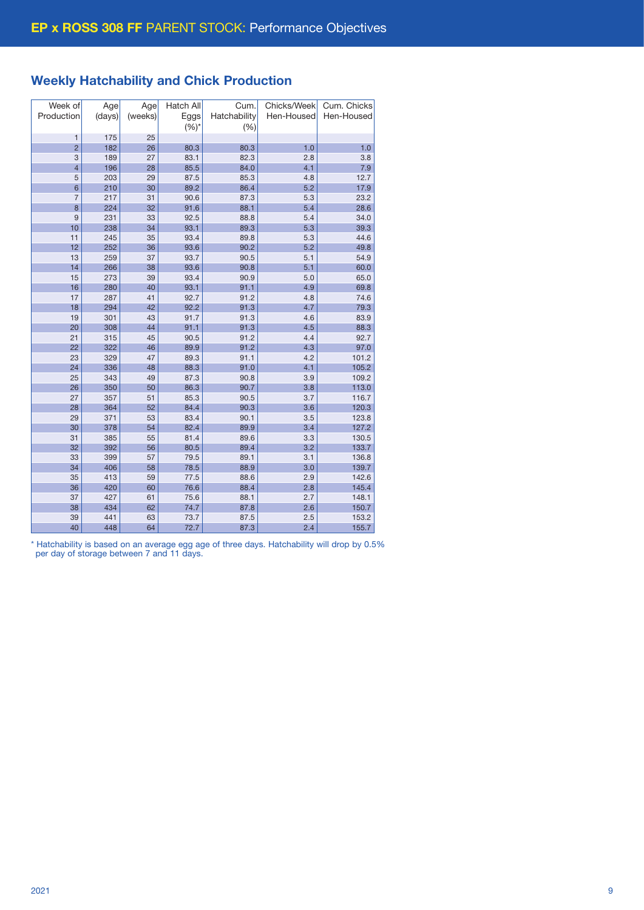# **EP x ROSS 308 FF** PARENT STOCK: Performance Objectives

## Weekly Hatchability and Chick Production

| Week of Production | Age (days) | Age (weeks) | Hatch All Eggs (%)* | Cum. Hatchability (%) | Chicks/Week Hen-Housed | Cum. Chicks Hen-Housed |
|---|---|---|---|---|---|---|
| 1 | 175 | 25 | | | | |
| 2 | 182 | 26 | 80.3 | 80.3 | 1.0 | 1.0 |
| 3 | 189 | 27 | 83.1 | 82.3 | 2.8 | 3.8 |
| 4 | 196 | 28 | 85.5 | 84.0 | 4.1 | 7.9 |
| 5 | 203 | 29 | 87.5 | 85.3 | 4.8 | 12.7 |
| 6 | 210 | 30 | 89.2 | 86.4 | 5.2 | 17.9 |
| 7 | 217 | 31 | 90.6 | 87.3 | 5.3 | 23.2 |
| 8 | 224 | 32 | 91.6 | 88.1 | 5.4 | 28.6 |
| 9 | 231 | 33 | 92.5 | 88.8 | 5.4 | 34.0 |
| 10 | 238 | 34 | 93.1 | 89.3 | 5.3 | 39.3 |
| 11 | 245 | 35 | 93.4 | 89.8 | 5.3 | 44.6 |
| 12 | 252 | 36 | 93.6 | 90.2 | 5.2 | 49.8 |
| 13 | 259 | 37 | 93.7 | 90.5 | 5.1 | 54.9 |
| 14 | 266 | 38 | 93.6 | 90.8 | 5.1 | 60.0 |
| 15 | 273 | 39 | 93.4 | 90.9 | 5.0 | 65.0 |
| 16 | 280 | 40 | 93.1 | 91.1 | 4.9 | 69.8 |
| 17 | 287 | 41 | 92.7 | 91.2 | 4.8 | 74.6 |
| 18 | 294 | 42 | 92.2 | 91.3 | 4.7 | 79.3 |
| 19 | 301 | 43 | 91.7 | 91.3 | 4.6 | 83.9 |
| 20 | 308 | 44 | 91.1 | 91.3 | 4.5 | 88.3 |
| 21 | 315 | 45 | 90.5 | 91.2 | 4.4 | 92.7 |
| 22 | 322 | 46 | 89.9 | 91.2 | 4.3 | 97.0 |
| 23 | 329 | 47 | 89.3 | 91.1 | 4.2 | 101.2 |
| 24 | 336 | 48 | 88.3 | 91.0 | 4.1 | 105.2 |
| 25 | 343 | 49 | 87.3 | 90.8 | 3.9 | 109.2 |
| 26 | 350 | 50 | 86.3 | 90.7 | 3.8 | 113.0 |
| 27 | 357 | 51 | 85.3 | 90.5 | 3.7 | 116.7 |
| 28 | 364 | 52 | 84.4 | 90.3 | 3.6 | 120.3 |
| 29 | 371 | 53 | 83.4 | 90.1 | 3.5 | 123.8 |
| 30 | 378 | 54 | 82.4 | 89.9 | 3.4 | 127.2 |
| 31 | 385 | 55 | 81.4 | 89.6 | 3.3 | 130.5 |
| 32 | 392 | 56 | 80.5 | 89.4 | 3.2 | 133.7 |
| 33 | 399 | 57 | 79.5 | 89.1 | 3.1 | 136.8 |
| 34 | 406 | 58 | 78.5 | 88.9 | 3.0 | 139.7 |
| 35 | 413 | 59 | 77.5 | 88.6 | 2.9 | 142.6 |
| 36 | 420 | 60 | 76.6 | 88.4 | 2.8 | 145.4 |
| 37 | 427 | 61 | 75.6 | 88.1 | 2.7 | 148.1 |
| 38 | 434 | 62 | 74.7 | 87.8 | 2.6 | 150.7 |
| 39 | 441 | 63 | 73.7 | 87.5 | 2.5 | 153.2 |
| 40 | 448 | 64 | 72.7 | 87.3 | 2.4 | 155.7 |

* Hatchability is based on an average egg age of three days. Hatchability will drop by 0.5% per day of storage between 7 and 11 days.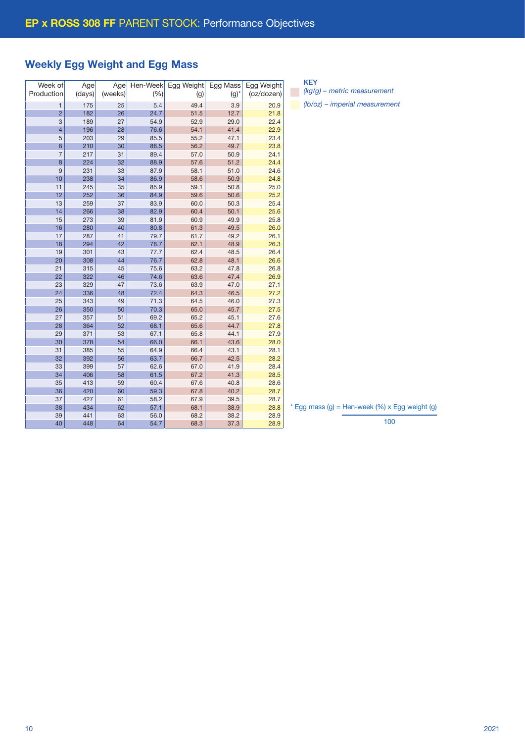# EP x ROSS 308 FF PARENT STOCK: Performance Objectives

## Weekly Egg Weight and Egg Mass

| Week of Production | Age (days) | Age (weeks) | Hen-Week (%) | Egg Weight (g) | Egg Mass (g)* | Egg Weight (oz/dozen) |
|---|---|---|---|---|---|---|
| 1 | 175 | 25 | 5.4 | 49.4 | 3.9 | 20.9 |
| 2 | 182 | 26 | 24.7 | 51.5 | 12.7 | 21.8 |
| 3 | 189 | 27 | 54.9 | 52.9 | 29.0 | 22.4 |
| 4 | 196 | 28 | 76.6 | 54.1 | 41.4 | 22.9 |
| 5 | 203 | 29 | 85.5 | 55.2 | 47.1 | 23.4 |
| 6 | 210 | 30 | 88.5 | 56.2 | 49.7 | 23.8 |
| 7 | 217 | 31 | 89.4 | 57.0 | 50.9 | 24.1 |
| 8 | 224 | 32 | 88.9 | 57.6 | 51.2 | 24.4 |
| 9 | 231 | 33 | 87.9 | 58.1 | 51.0 | 24.6 |
| 10 | 238 | 34 | 86.9 | 58.6 | 50.9 | 24.8 |
| 11 | 245 | 35 | 85.9 | 59.1 | 50.8 | 25.0 |
| 12 | 252 | 36 | 84.9 | 59.6 | 50.6 | 25.2 |
| 13 | 259 | 37 | 83.9 | 60.0 | 50.3 | 25.4 |
| 14 | 266 | 38 | 82.9 | 60.4 | 50.1 | 25.6 |
| 15 | 273 | 39 | 81.9 | 60.9 | 49.9 | 25.8 |
| 16 | 280 | 40 | 80.8 | 61.3 | 49.5 | 26.0 |
| 17 | 287 | 41 | 79.7 | 61.7 | 49.2 | 26.1 |
| 18 | 294 | 42 | 78.7 | 62.1 | 48.9 | 26.3 |
| 19 | 301 | 43 | 77.7 | 62.4 | 48.5 | 26.4 |
| 20 | 308 | 44 | 76.7 | 62.8 | 48.1 | 26.6 |
| 21 | 315 | 45 | 75.6 | 63.2 | 47.8 | 26.8 |
| 22 | 322 | 46 | 74.6 | 63.6 | 47.4 | 26.9 |
| 23 | 329 | 47 | 73.6 | 63.9 | 47.0 | 27.1 |
| 24 | 336 | 48 | 72.4 | 64.3 | 46.5 | 27.2 |
| 25 | 343 | 49 | 71.3 | 64.5 | 46.0 | 27.3 |
| 26 | 350 | 50 | 70.3 | 65.0 | 45.7 | 27.5 |
| 27 | 357 | 51 | 69.2 | 65.2 | 45.1 | 27.6 |
| 28 | 364 | 52 | 68.1 | 65.6 | 44.7 | 27.8 |
| 29 | 371 | 53 | 67.1 | 65.8 | 44.1 | 27.9 |
| 30 | 378 | 54 | 66.0 | 66.1 | 43.6 | 28.0 |
| 31 | 385 | 55 | 64.9 | 66.4 | 43.1 | 28.1 |
| 32 | 392 | 56 | 63.7 | 66.7 | 42.5 | 28.2 |
| 33 | 399 | 57 | 62.6 | 67.0 | 41.9 | 28.4 |
| 34 | 406 | 58 | 61.5 | 67.2 | 41.3 | 28.5 |
| 35 | 413 | 59 | 60.4 | 67.6 | 40.8 | 28.6 |
| 36 | 420 | 60 | 59.3 | 67.8 | 40.2 | 28.7 |
| 37 | 427 | 61 | 58.2 | 67.9 | 39.5 | 28.7 |
| 38 | 434 | 62 | 57.1 | 68.1 | 38.9 | 28.8 |
| 39 | 441 | 63 | 56.0 | 68.2 | 38.2 | 28.9 |
| 40 | 448 | 64 | 54.7 | 68.3 | 37.3 | 28.9 |

**KEY**

*(kg/g) – metric measurement*

*(lb/oz) – imperial measurement*

* Egg mass (g) = $\frac{\text{Hen-week (\%)} \times \text{Egg weight (g)}}{100}$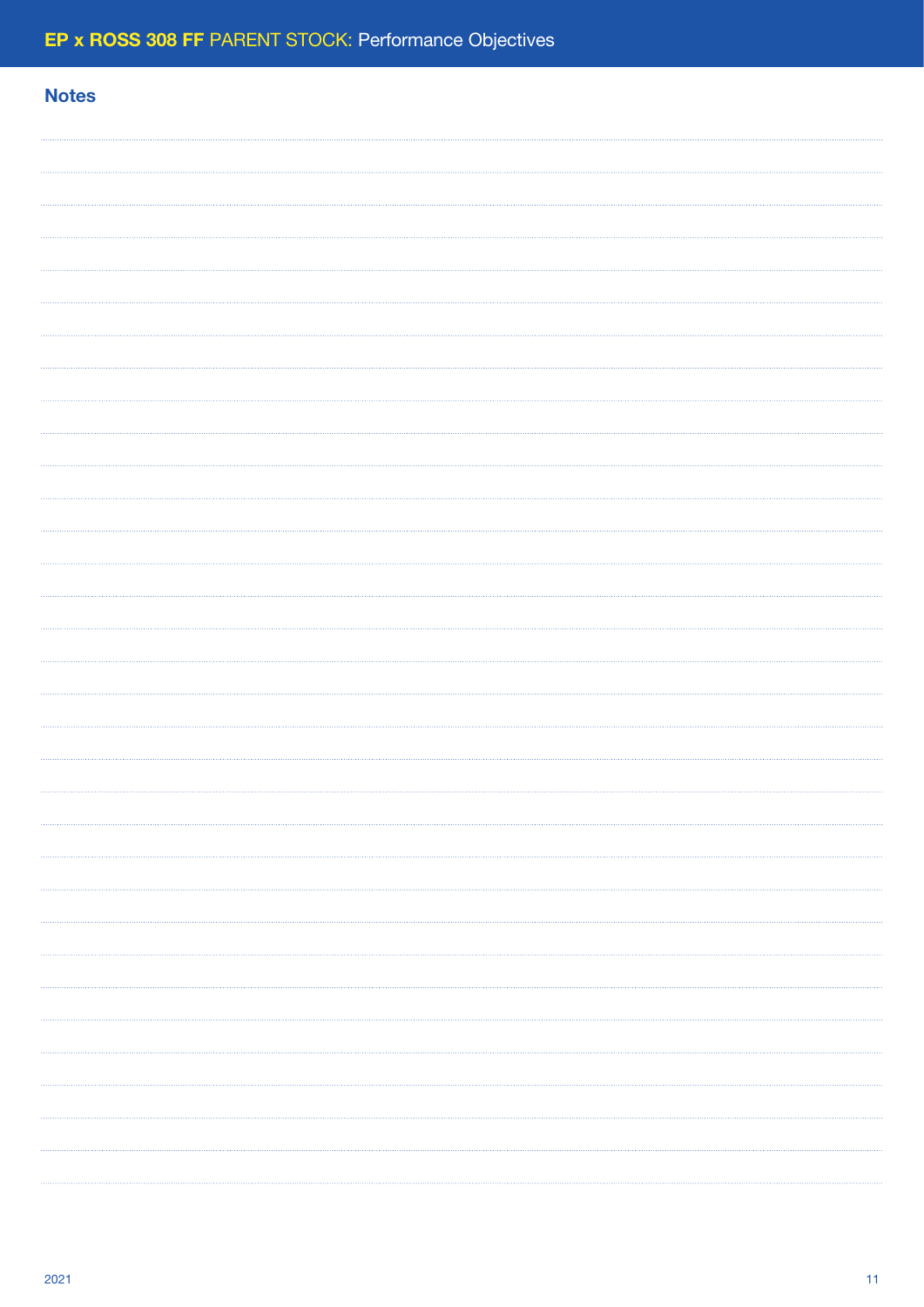## Notes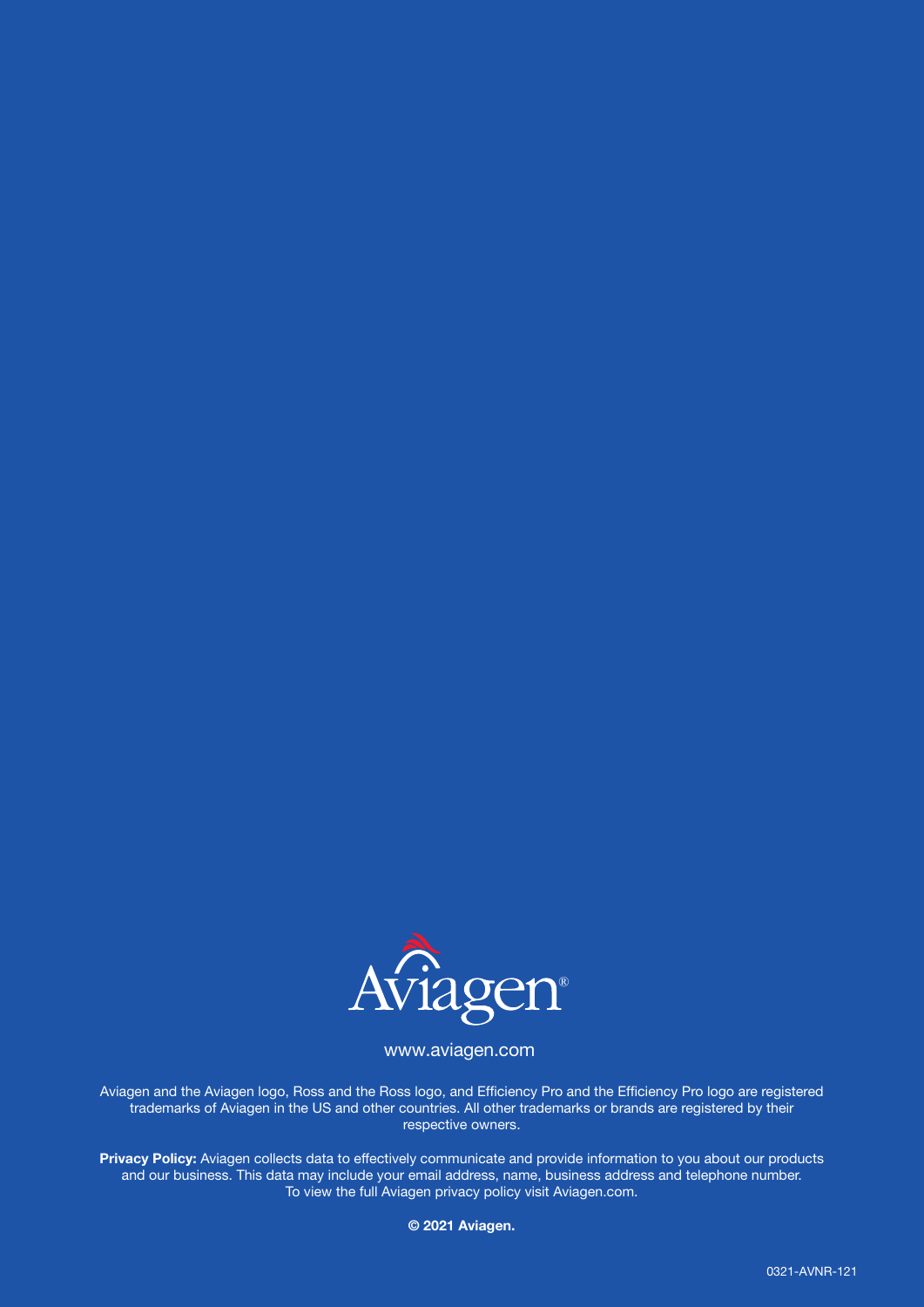Aviagen®

www.aviagen.com

Aviagen and the Aviagen logo, Ross and the Ross logo, and Efficiency Pro and the Efficiency Pro logo are registered trademarks of Aviagen in the US and other countries. All other trademarks or brands are registered by their respective owners.

**Privacy Policy:** Aviagen collects data to effectively communicate and provide information to you about our products and our business. This data may include your email address, name, business address and telephone number. To view the full Aviagen privacy policy visit Aviagen.com.

**© 2021 Aviagen.**

0321-AVNR-121